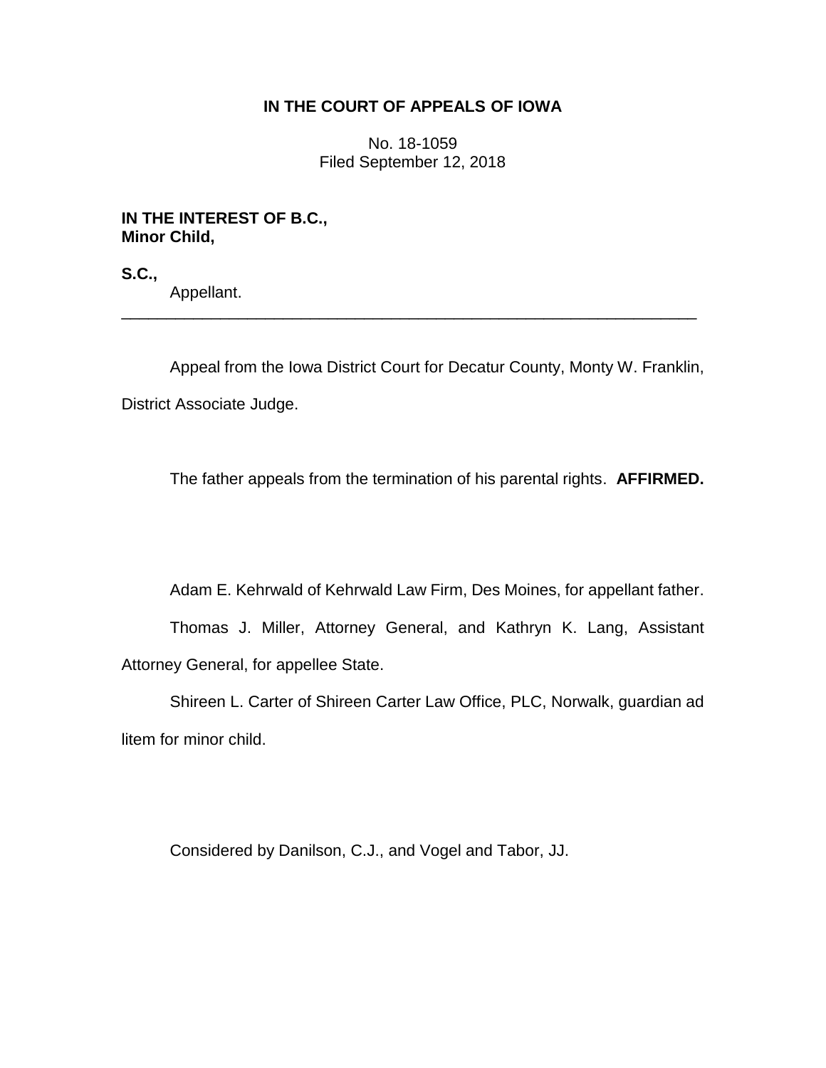**IN THE COURT OF APPEALS OF IOWA**

No. 18-1059
Filed September 12, 2018

**IN THE INTEREST OF B.C.,**
**Minor Child,**

**S.C.,**
Appellant.

---

Appeal from the Iowa District Court for Decatur County, Monty W. Franklin, District Associate Judge.

The father appeals from the termination of his parental rights. **AFFIRMED.**

Adam E. Kehrwald of Kehrwald Law Firm, Des Moines, for appellant father.

Thomas J. Miller, Attorney General, and Kathryn K. Lang, Assistant Attorney General, for appellee State.

Shireen L. Carter of Shireen Carter Law Office, PLC, Norwalk, guardian ad litem for minor child.

Considered by Danilson, C.J., and Vogel and Tabor, JJ.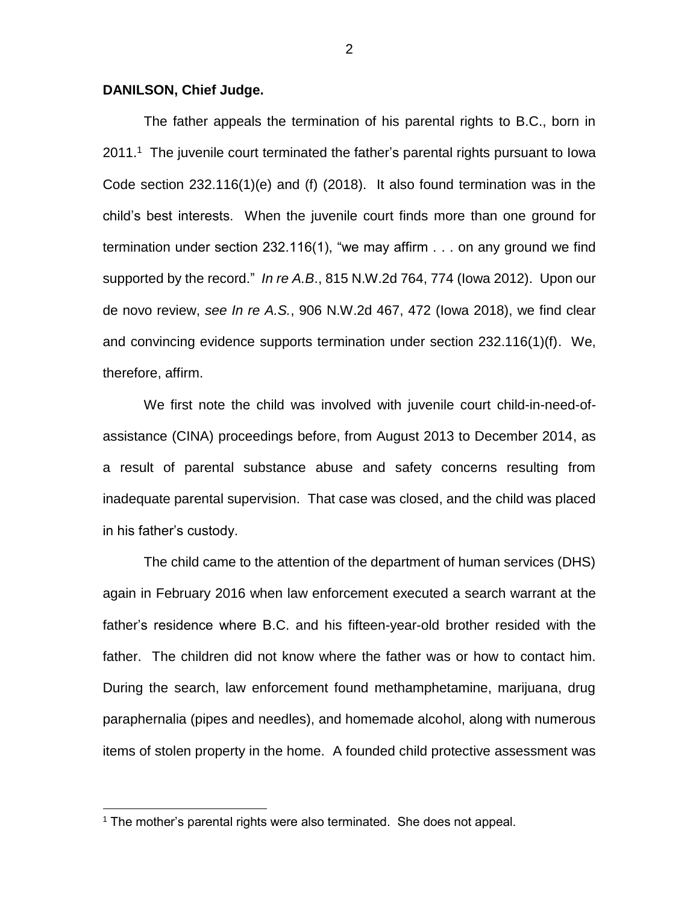**DANILSON, Chief Judge.**

The father appeals the termination of his parental rights to B.C., born in 2011.[1] The juvenile court terminated the father's parental rights pursuant to Iowa Code section 232.116(1)(e) and (f) (2018). It also found termination was in the child's best interests. When the juvenile court finds more than one ground for termination under section 232.116(1), "we may affirm . . . on any ground we find supported by the record." *In re A.B*., 815 N.W.2d 764, 774 (Iowa 2012). Upon our de novo review, *see In re A.S.*, 906 N.W.2d 467, 472 (Iowa 2018), we find clear and convincing evidence supports termination under section 232.116(1)(f). We, therefore, affirm.

We first note the child was involved with juvenile court child-in-need-of-assistance (CINA) proceedings before, from August 2013 to December 2014, as a result of parental substance abuse and safety concerns resulting from inadequate parental supervision. That case was closed, and the child was placed in his father's custody.

The child came to the attention of the department of human services (DHS) again in February 2016 when law enforcement executed a search warrant at the father's residence where B.C. and his fifteen-year-old brother resided with the father. The children did not know where the father was or how to contact him. During the search, law enforcement found methamphetamine, marijuana, drug paraphernalia (pipes and needles), and homemade alcohol, along with numerous items of stolen property in the home. A founded child protective assessment was

[1] The mother's parental rights were also terminated. She does not appeal.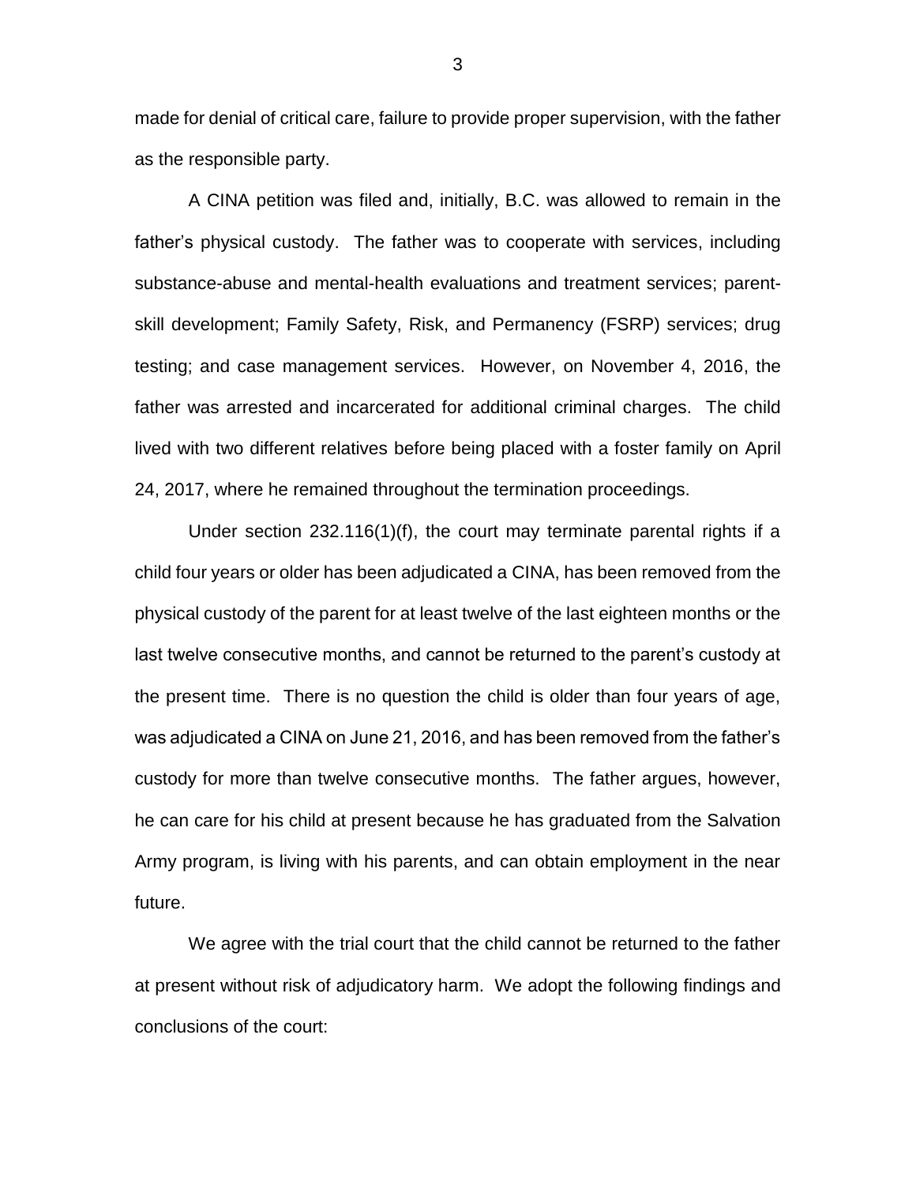made for denial of critical care, failure to provide proper supervision, with the father as the responsible party.

A CINA petition was filed and, initially, B.C. was allowed to remain in the father's physical custody. The father was to cooperate with services, including substance-abuse and mental-health evaluations and treatment services; parent-skill development; Family Safety, Risk, and Permanency (FSRP) services; drug testing; and case management services. However, on November 4, 2016, the father was arrested and incarcerated for additional criminal charges. The child lived with two different relatives before being placed with a foster family on April 24, 2017, where he remained throughout the termination proceedings.

Under section 232.116(1)(f), the court may terminate parental rights if a child four years or older has been adjudicated a CINA, has been removed from the physical custody of the parent for at least twelve of the last eighteen months or the last twelve consecutive months, and cannot be returned to the parent's custody at the present time. There is no question the child is older than four years of age, was adjudicated a CINA on June 21, 2016, and has been removed from the father's custody for more than twelve consecutive months. The father argues, however, he can care for his child at present because he has graduated from the Salvation Army program, is living with his parents, and can obtain employment in the near future.

We agree with the trial court that the child cannot be returned to the father at present without risk of adjudicatory harm. We adopt the following findings and conclusions of the court: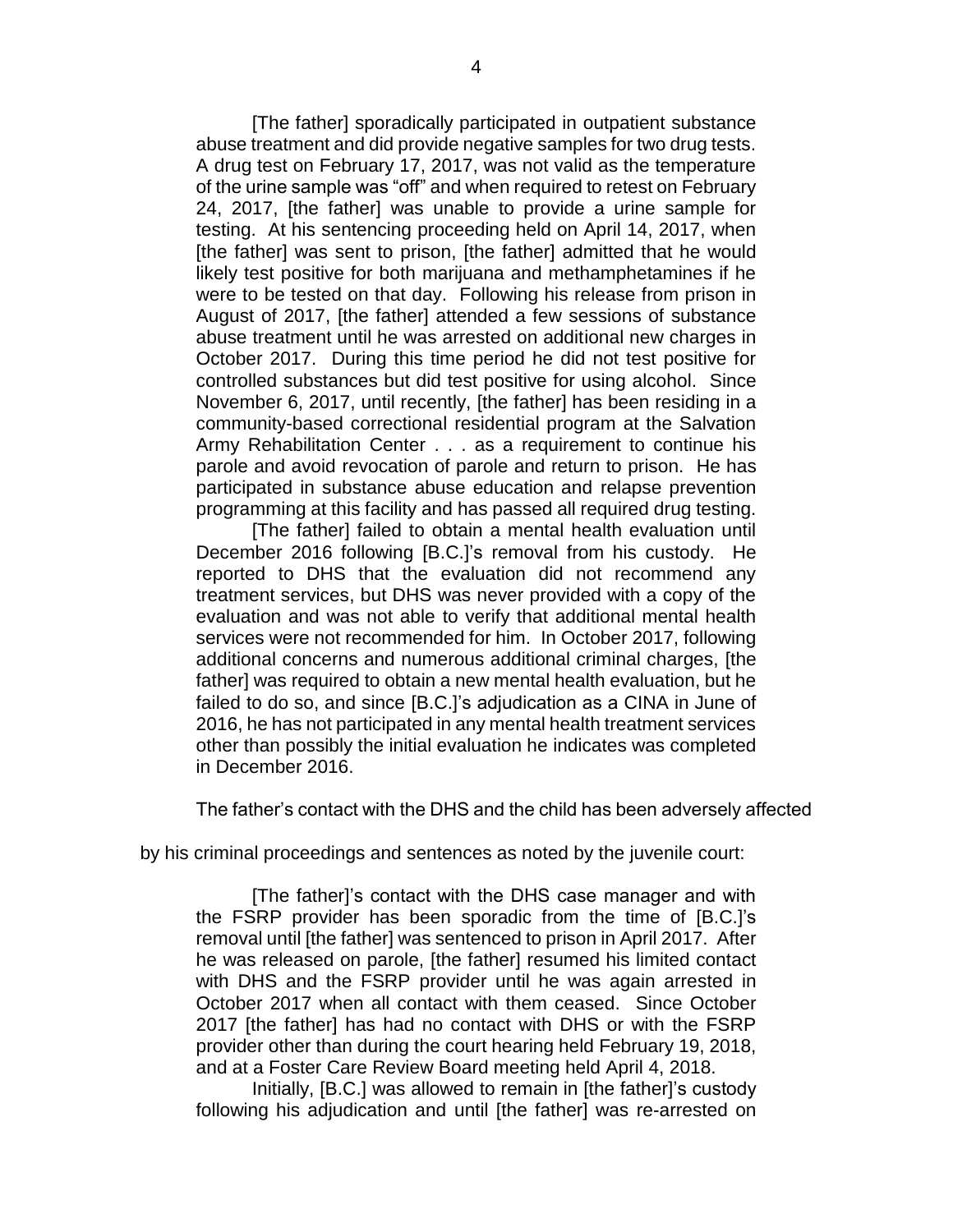> [The father] sporadically participated in outpatient substance abuse treatment and did provide negative samples for two drug tests. A drug test on February 17, 2017, was not valid as the temperature of the urine sample was "off" and when required to retest on February 24, 2017, [the father] was unable to provide a urine sample for testing. At his sentencing proceeding held on April 14, 2017, when [the father] was sent to prison, [the father] admitted that he would likely test positive for both marijuana and methamphetamines if he were to be tested on that day. Following his release from prison in August of 2017, [the father] attended a few sessions of substance abuse treatment until he was arrested on additional new charges in October 2017. During this time period he did not test positive for controlled substances but did test positive for using alcohol. Since November 6, 2017, until recently, [the father] has been residing in a community-based correctional residential program at the Salvation Army Rehabilitation Center . . . as a requirement to continue his parole and avoid revocation of parole and return to prison. He has participated in substance abuse education and relapse prevention programming at this facility and has passed all required drug testing.
>
> [The father] failed to obtain a mental health evaluation until December 2016 following [B.C.]'s removal from his custody. He reported to DHS that the evaluation did not recommend any treatment services, but DHS was never provided with a copy of the evaluation and was not able to verify that additional mental health services were not recommended for him. In October 2017, following additional concerns and numerous additional criminal charges, [the father] was required to obtain a new mental health evaluation, but he failed to do so, and since [B.C.]'s adjudication as a CINA in June of 2016, he has not participated in any mental health treatment services other than possibly the initial evaluation he indicates was completed in December 2016.

The father's contact with the DHS and the child has been adversely affected by his criminal proceedings and sentences as noted by the juvenile court:

> [The father]'s contact with the DHS case manager and with the FSRP provider has been sporadic from the time of [B.C.]'s removal until [the father] was sentenced to prison in April 2017. After he was released on parole, [the father] resumed his limited contact with DHS and the FSRP provider until he was again arrested in October 2017 when all contact with them ceased. Since October 2017 [the father] has had no contact with DHS or with the FSRP provider other than during the court hearing held February 19, 2018, and at a Foster Care Review Board meeting held April 4, 2018.
>
> Initially, [B.C.] was allowed to remain in [the father]'s custody following his adjudication and until [the father] was re-arrested on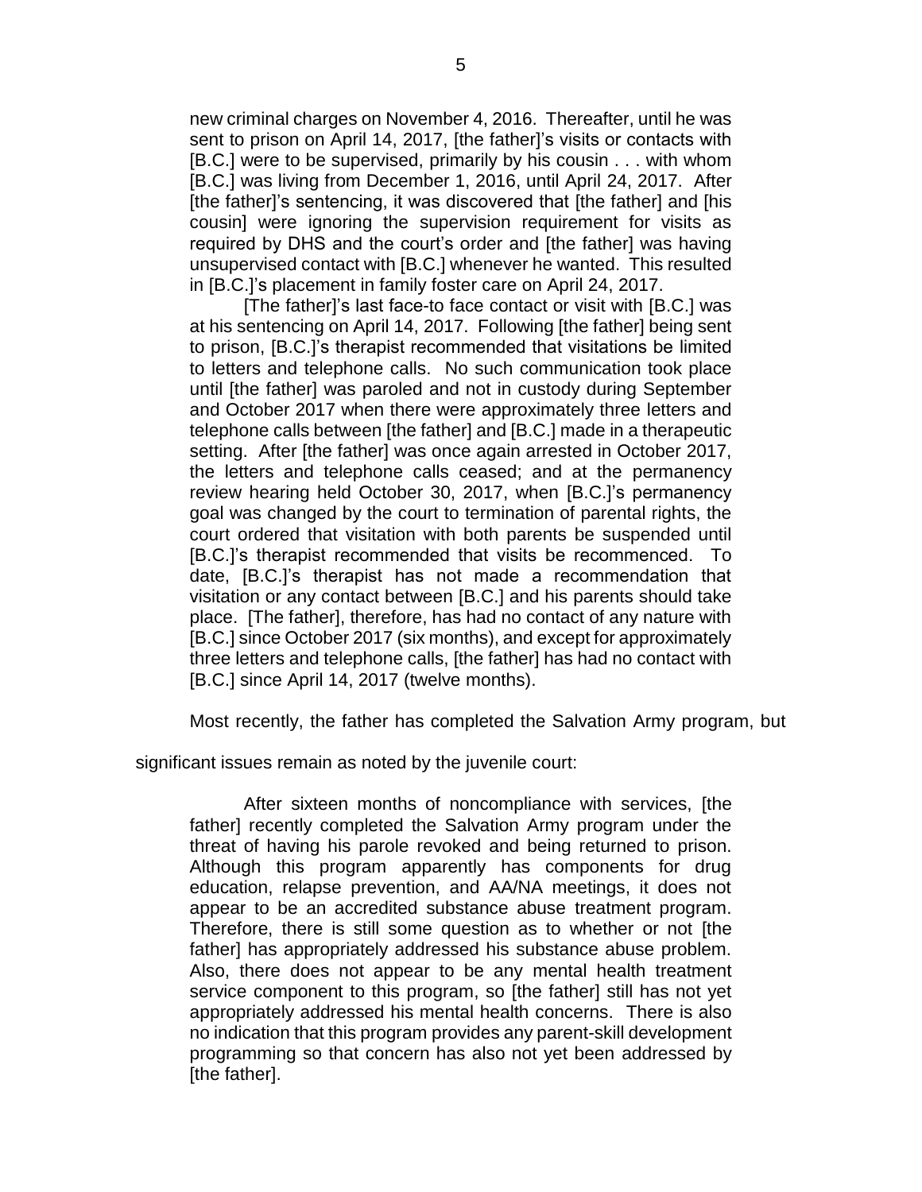> new criminal charges on November 4, 2016. Thereafter, until he was sent to prison on April 14, 2017, [the father]'s visits or contacts with [B.C.] were to be supervised, primarily by his cousin . . . with whom [B.C.] was living from December 1, 2016, until April 24, 2017. After [the father]'s sentencing, it was discovered that [the father] and [his cousin] were ignoring the supervision requirement for visits as required by DHS and the court's order and [the father] was having unsupervised contact with [B.C.] whenever he wanted. This resulted in [B.C.]'s placement in family foster care on April 24, 2017.
>
> [The father]'s last face-to face contact or visit with [B.C.] was at his sentencing on April 14, 2017. Following [the father] being sent to prison, [B.C.]'s therapist recommended that visitations be limited to letters and telephone calls. No such communication took place until [the father] was paroled and not in custody during September and October 2017 when there were approximately three letters and telephone calls between [the father] and [B.C.] made in a therapeutic setting. After [the father] was once again arrested in October 2017, the letters and telephone calls ceased; and at the permanency review hearing held October 30, 2017, when [B.C.]'s permanency goal was changed by the court to termination of parental rights, the court ordered that visitation with both parents be suspended until [B.C.]'s therapist recommended that visits be recommenced. To date, [B.C.]'s therapist has not made a recommendation that visitation or any contact between [B.C.] and his parents should take place. [The father], therefore, has had no contact of any nature with [B.C.] since October 2017 (six months), and except for approximately three letters and telephone calls, [the father] has had no contact with [B.C.] since April 14, 2017 (twelve months).

Most recently, the father has completed the Salvation Army program, but significant issues remain as noted by the juvenile court:

> After sixteen months of noncompliance with services, [the father] recently completed the Salvation Army program under the threat of having his parole revoked and being returned to prison. Although this program apparently has components for drug education, relapse prevention, and AA/NA meetings, it does not appear to be an accredited substance abuse treatment program. Therefore, there is still some question as to whether or not [the father] has appropriately addressed his substance abuse problem. Also, there does not appear to be any mental health treatment service component to this program, so [the father] still has not yet appropriately addressed his mental health concerns. There is also no indication that this program provides any parent-skill development programming so that concern has also not yet been addressed by [the father].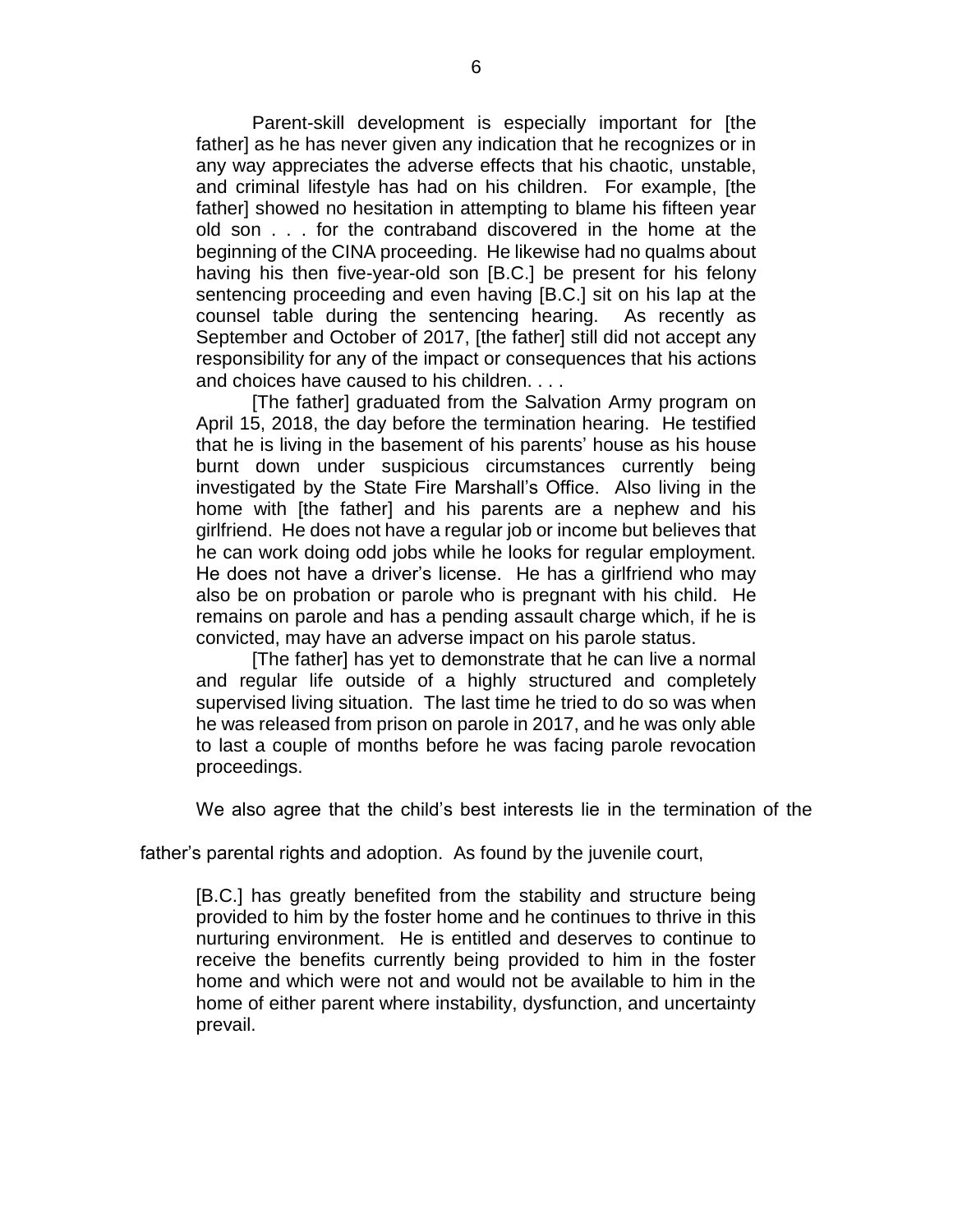> Parent-skill development is especially important for [the father] as he has never given any indication that he recognizes or in any way appreciates the adverse effects that his chaotic, unstable, and criminal lifestyle has had on his children. For example, [the father] showed no hesitation in attempting to blame his fifteen year old son . . . for the contraband discovered in the home at the beginning of the CINA proceeding. He likewise had no qualms about having his then five-year-old son [B.C.] be present for his felony sentencing proceeding and even having [B.C.] sit on his lap at the counsel table during the sentencing hearing. As recently as September and October of 2017, [the father] still did not accept any responsibility for any of the impact or consequences that his actions and choices have caused to his children. . . .
>
> [The father] graduated from the Salvation Army program on April 15, 2018, the day before the termination hearing. He testified that he is living in the basement of his parents' house as his house burnt down under suspicious circumstances currently being investigated by the State Fire Marshall's Office. Also living in the home with [the father] and his parents are a nephew and his girlfriend. He does not have a regular job or income but believes that he can work doing odd jobs while he looks for regular employment. He does not have a driver's license. He has a girlfriend who may also be on probation or parole who is pregnant with his child. He remains on parole and has a pending assault charge which, if he is convicted, may have an adverse impact on his parole status.
>
> [The father] has yet to demonstrate that he can live a normal and regular life outside of a highly structured and completely supervised living situation. The last time he tried to do so was when he was released from prison on parole in 2017, and he was only able to last a couple of months before he was facing parole revocation proceedings.

We also agree that the child's best interests lie in the termination of the father's parental rights and adoption. As found by the juvenile court,

> [B.C.] has greatly benefited from the stability and structure being provided to him by the foster home and he continues to thrive in this nurturing environment. He is entitled and deserves to continue to receive the benefits currently being provided to him in the foster home and which were not and would not be available to him in the home of either parent where instability, dysfunction, and uncertainty prevail.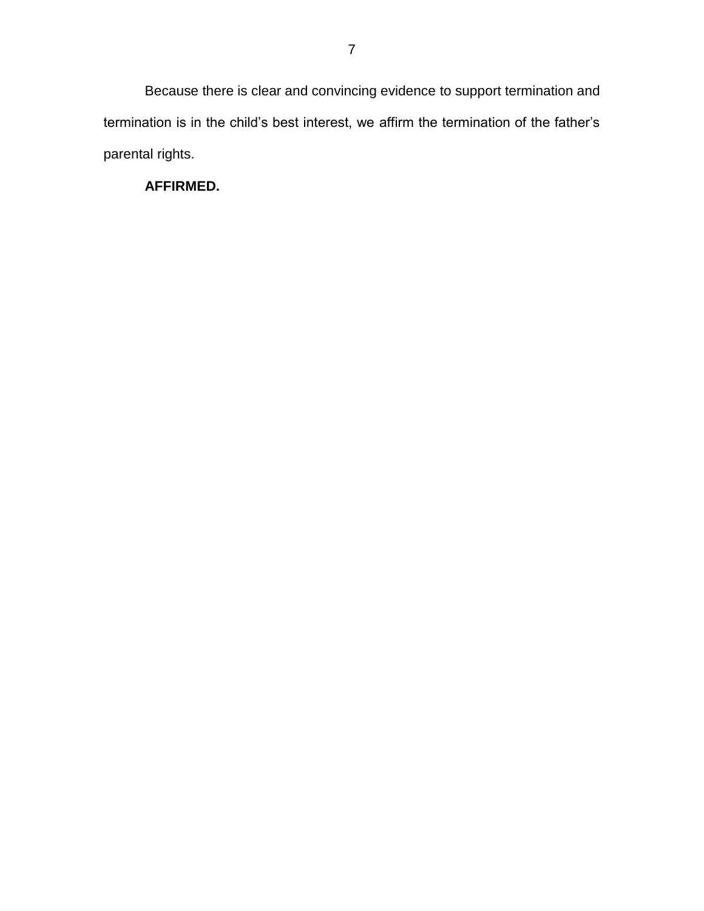Because there is clear and convincing evidence to support termination and termination is in the child's best interest, we affirm the termination of the father's parental rights.

**AFFIRMED.**